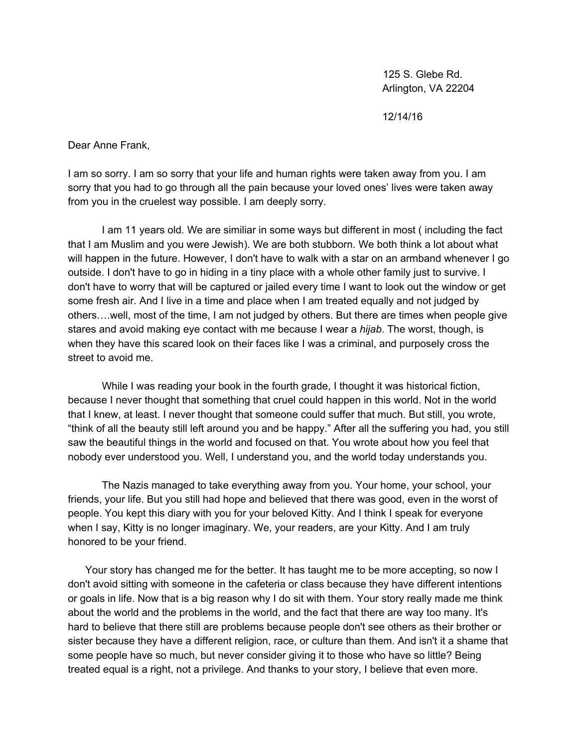125 S. Glebe Rd.
Arlington, VA 22204

12/14/16

Dear Anne Frank,

I am so sorry. I am so sorry that your life and human rights were taken away from you. I am sorry that you had to go through all the pain because your loved ones' lives were taken away from you in the cruelest way possible. I am deeply sorry.

I am 11 years old. We are similiar in some ways but different in most ( including the fact that I am Muslim and you were Jewish). We are both stubborn. We both think a lot about what will happen in the future. However, I don't have to walk with a star on an armband whenever I go outside. I don't have to go in hiding in a tiny place with a whole other family just to survive. I don't have to worry that will be captured or jailed every time I want to look out the window or get some fresh air. And I live in a time and place when I am treated equally and not judged by others….well, most of the time, I am not judged by others. But there are times when people give stares and avoid making eye contact with me because I wear a *hijab*. The worst, though, is when they have this scared look on their faces like I was a criminal, and purposely cross the street to avoid me.

While I was reading your book in the fourth grade, I thought it was historical fiction, because I never thought that something that cruel could happen in this world. Not in the world that I knew, at least. I never thought that someone could suffer that much. But still, you wrote, "think of all the beauty still left around you and be happy." After all the suffering you had, you still saw the beautiful things in the world and focused on that. You wrote about how you feel that nobody ever understood you. Well, I understand you, and the world today understands you.

The Nazis managed to take everything away from you. Your home, your school, your friends, your life. But you still had hope and believed that there was good, even in the worst of people. You kept this diary with you for your beloved Kitty. And I think I speak for everyone when I say, Kitty is no longer imaginary. We, your readers, are your Kitty. And I am truly honored to be your friend.

Your story has changed me for the better. It has taught me to be more accepting, so now I don't avoid sitting with someone in the cafeteria or class because they have different intentions or goals in life. Now that is a big reason why I do sit with them. Your story really made me think about the world and the problems in the world, and the fact that there are way too many. It's hard to believe that there still are problems because people don't see others as their brother or sister because they have a different religion, race, or culture than them. And isn't it a shame that some people have so much, but never consider giving it to those who have so little? Being treated equal is a right, not a privilege. And thanks to your story, I believe that even more.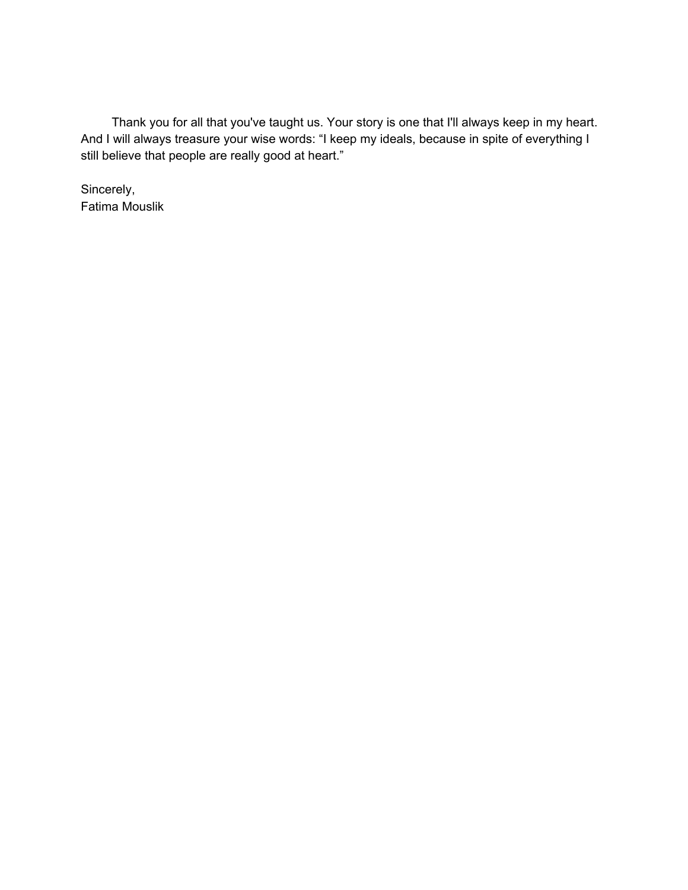Thank you for all that you've taught us. Your story is one that I'll always keep in my heart. And I will always treasure your wise words: “I keep my ideals, because in spite of everything I still believe that people are really good at heart.”

Sincerely,
Fatima Mouslik